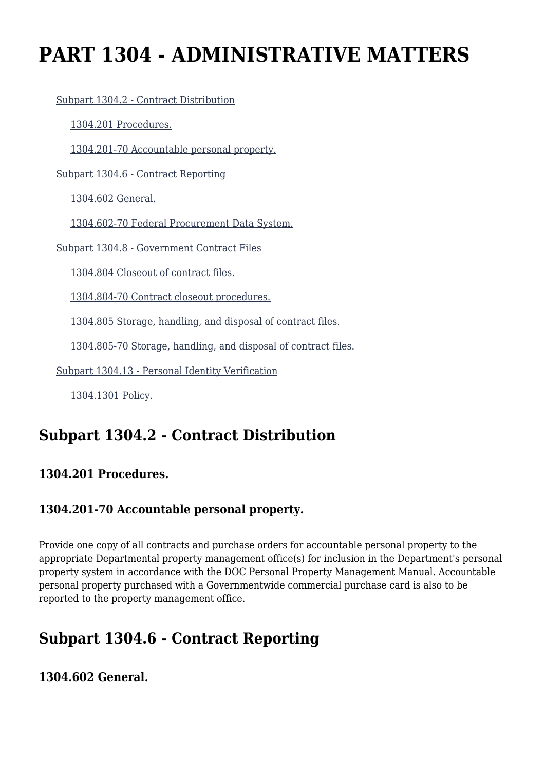# PART 1304 - ADMINISTRATIVE MATTERS

- Subpart 1304.2 - Contract Distribution
  - 1304.201 Procedures.
  - 1304.201-70 Accountable personal property.
- Subpart 1304.6 - Contract Reporting
  - 1304.602 General.
  - 1304.602-70 Federal Procurement Data System.
- Subpart 1304.8 - Government Contract Files
  - 1304.804 Closeout of contract files.
  - 1304.804-70 Contract closeout procedures.
  - 1304.805 Storage, handling, and disposal of contract files.
  - 1304.805-70 Storage, handling, and disposal of contract files.
- Subpart 1304.13 - Personal Identity Verification
  - 1304.1301 Policy.

## Subpart 1304.2 - Contract Distribution

### 1304.201 Procedures.

### 1304.201-70 Accountable personal property.

Provide one copy of all contracts and purchase orders for accountable personal property to the appropriate Departmental property management office(s) for inclusion in the Department's personal property system in accordance with the DOC Personal Property Management Manual. Accountable personal property purchased with a Governmentwide commercial purchase card is also to be reported to the property management office.

## Subpart 1304.6 - Contract Reporting

### 1304.602 General.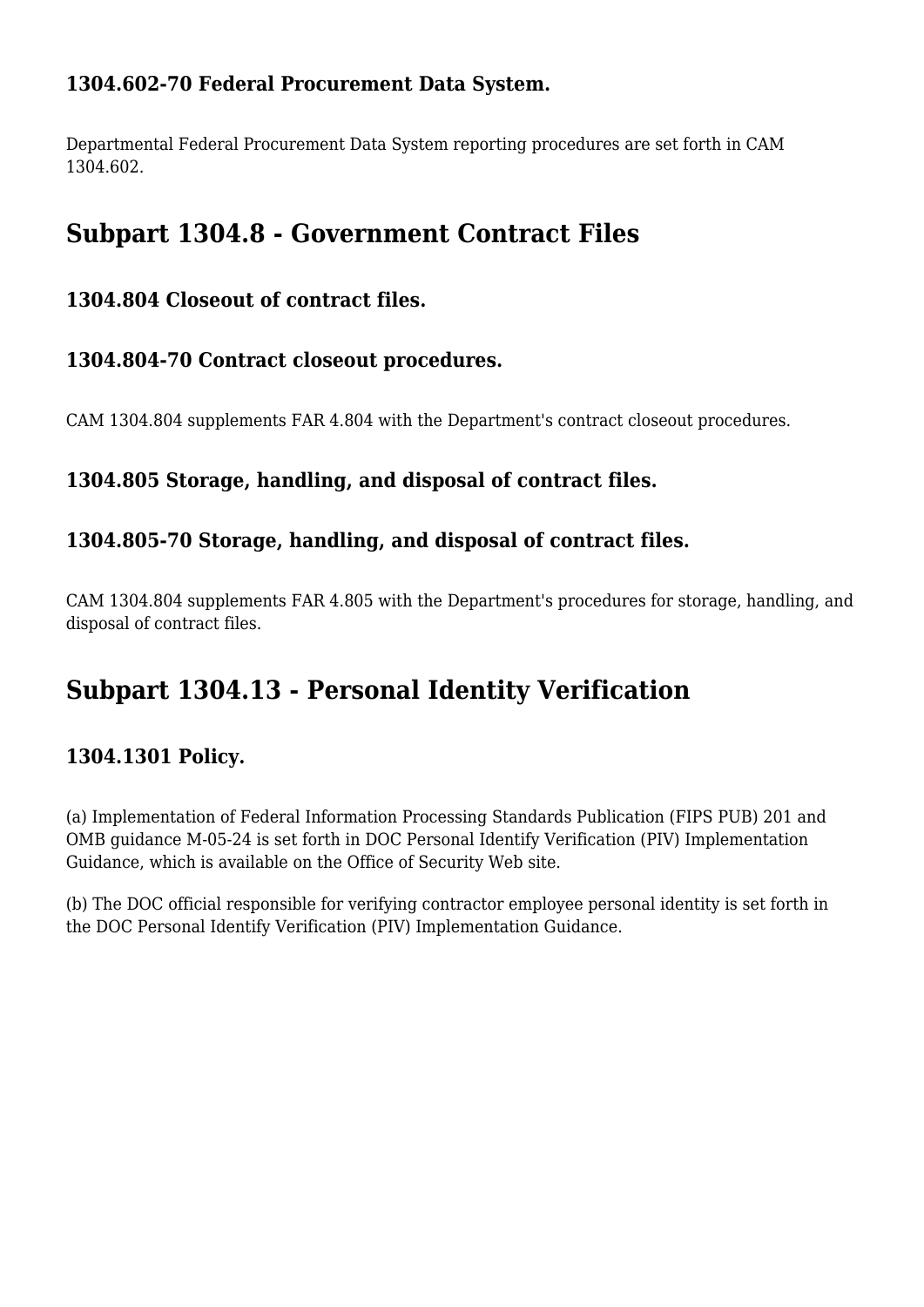### 1304.602-70 Federal Procurement Data System.

Departmental Federal Procurement Data System reporting procedures are set forth in CAM 1304.602.

## Subpart 1304.8 - Government Contract Files

### 1304.804 Closeout of contract files.

### 1304.804-70 Contract closeout procedures.

CAM 1304.804 supplements FAR 4.804 with the Department's contract closeout procedures.

### 1304.805 Storage, handling, and disposal of contract files.

### 1304.805-70 Storage, handling, and disposal of contract files.

CAM 1304.804 supplements FAR 4.805 with the Department's procedures for storage, handling, and disposal of contract files.

## Subpart 1304.13 - Personal Identity Verification

### 1304.1301 Policy.

(a) Implementation of Federal Information Processing Standards Publication (FIPS PUB) 201 and OMB guidance M-05-24 is set forth in DOC Personal Identify Verification (PIV) Implementation Guidance, which is available on the Office of Security Web site.

(b) The DOC official responsible for verifying contractor employee personal identity is set forth in the DOC Personal Identify Verification (PIV) Implementation Guidance.